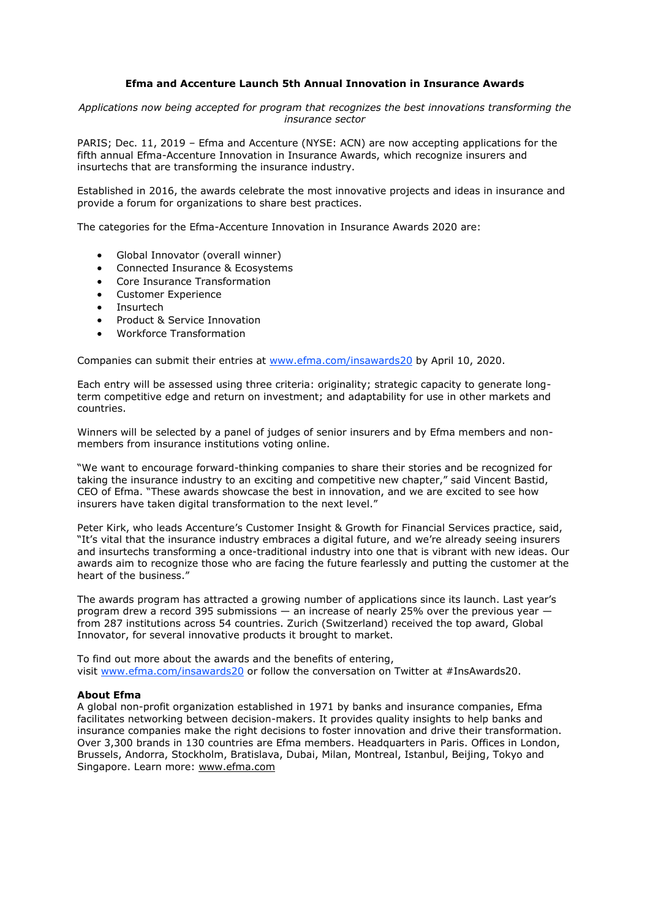# Efma and Accenture Launch 5th Annual Innovation in Insurance Awards

*Applications now being accepted for program that recognizes the best innovations transforming the insurance sector*

PARIS; Dec. 11, 2019 – Efma and Accenture (NYSE: ACN) are now accepting applications for the fifth annual Efma-Accenture Innovation in Insurance Awards, which recognize insurers and insurtechs that are transforming the insurance industry.

Established in 2016, the awards celebrate the most innovative projects and ideas in insurance and provide a forum for organizations to share best practices.

The categories for the Efma-Accenture Innovation in Insurance Awards 2020 are:

- Global Innovator (overall winner)
- Connected Insurance & Ecosystems
- Core Insurance Transformation
- Customer Experience
- Insurtech
- Product & Service Innovation
- Workforce Transformation

Companies can submit their entries at [www.efma.com/insawards20](http://www.efma.com/insawards20) by April 10, 2020.

Each entry will be assessed using three criteria: originality; strategic capacity to generate long-term competitive edge and return on investment; and adaptability for use in other markets and countries.

Winners will be selected by a panel of judges of senior insurers and by Efma members and non-members from insurance institutions voting online.

"We want to encourage forward-thinking companies to share their stories and be recognized for taking the insurance industry to an exciting and competitive new chapter," said Vincent Bastid, CEO of Efma. "These awards showcase the best in innovation, and we are excited to see how insurers have taken digital transformation to the next level."

Peter Kirk, who leads Accenture's Customer Insight & Growth for Financial Services practice, said, "It's vital that the insurance industry embraces a digital future, and we're already seeing insurers and insurtechs transforming a once-traditional industry into one that is vibrant with new ideas. Our awards aim to recognize those who are facing the future fearlessly and putting the customer at the heart of the business."

The awards program has attracted a growing number of applications since its launch. Last year's program drew a record 395 submissions — an increase of nearly 25% over the previous year — from 287 institutions across 54 countries. Zurich (Switzerland) received the top award, Global Innovator, for several innovative products it brought to market.

To find out more about the awards and the benefits of entering, visit [www.efma.com/insawards20](http://www.efma.com/insawards20) or follow the conversation on Twitter at #InsAwards20.

**About Efma**

A global non-profit organization established in 1971 by banks and insurance companies, Efma facilitates networking between decision-makers. It provides quality insights to help banks and insurance companies make the right decisions to foster innovation and drive their transformation. Over 3,300 brands in 130 countries are Efma members. Headquarters in Paris. Offices in London, Brussels, Andorra, Stockholm, Bratislava, Dubai, Milan, Montreal, Istanbul, Beijing, Tokyo and Singapore. Learn more: [www.efma.com](http://www.efma.com)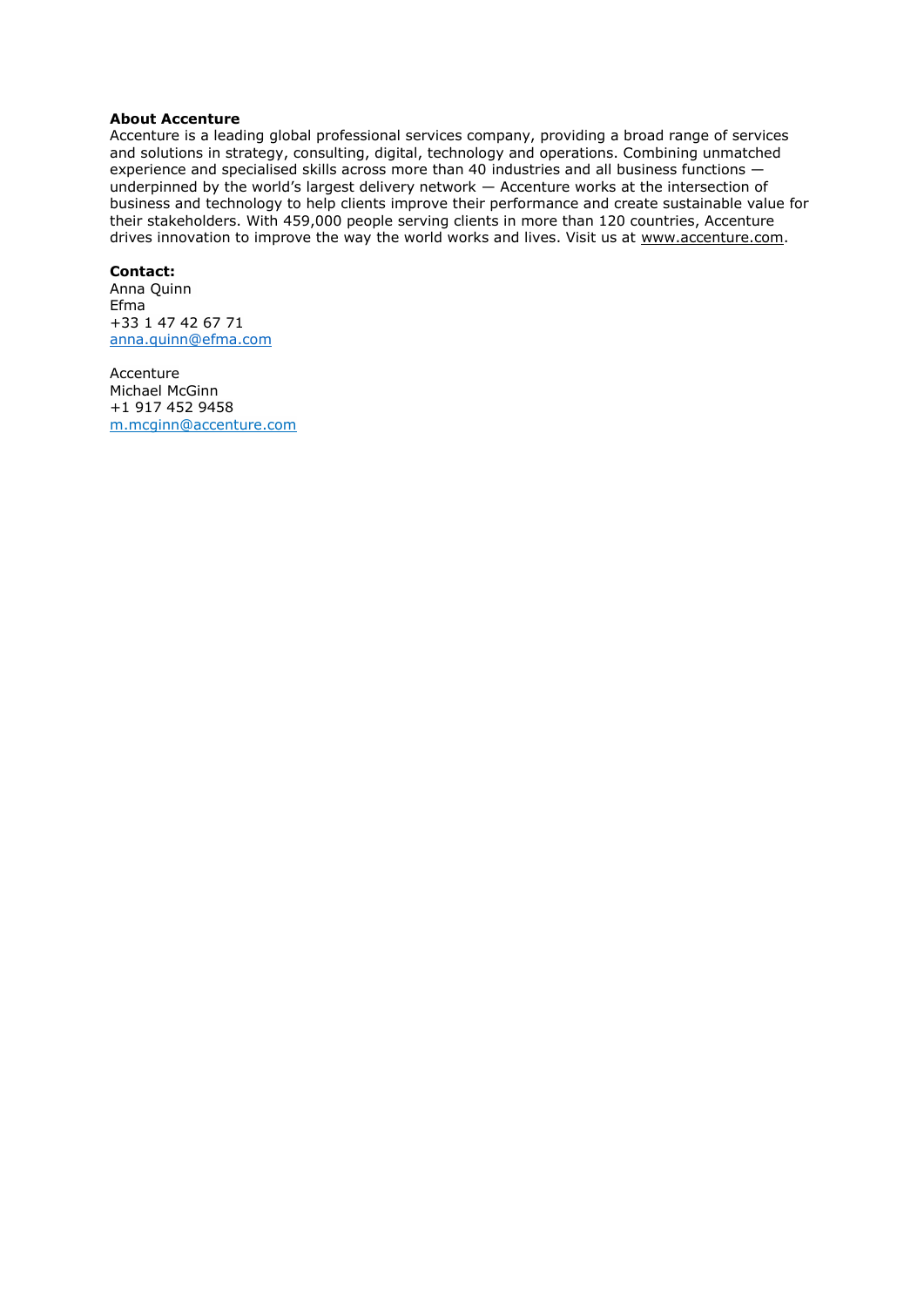**About Accenture**
Accenture is a leading global professional services company, providing a broad range of services and solutions in strategy, consulting, digital, technology and operations. Combining unmatched experience and specialised skills across more than 40 industries and all business functions — underpinned by the world's largest delivery network — Accenture works at the intersection of business and technology to help clients improve their performance and create sustainable value for their stakeholders. With 459,000 people serving clients in more than 120 countries, Accenture drives innovation to improve the way the world works and lives. Visit us at www.accenture.com.

**Contact:**
Anna Quinn
Efma
+33 1 47 42 67 71
anna.quinn@efma.com

Accenture
Michael McGinn
+1 917 452 9458
m.mcginn@accenture.com